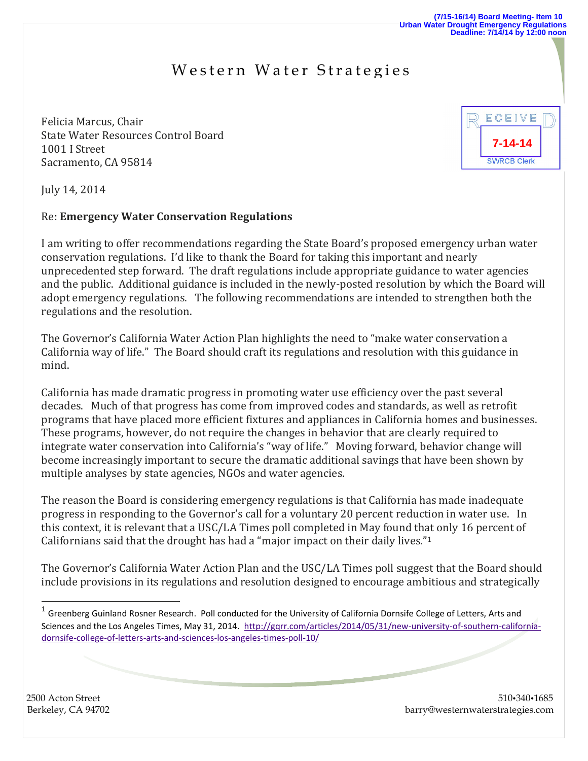(7/15-16/14) Board Meeting- Item 10
Urban Water Drought Emergency Regulations
Deadline: 7/14/14 by 12:00 noon

# Western Water Strategies

RECEIVED
7-14-14
SWRCB Clerk

Felicia Marcus, Chair
State Water Resources Control Board
1001 I Street
Sacramento, CA 95814

July 14, 2014

Re: **Emergency Water Conservation Regulations**

I am writing to offer recommendations regarding the State Board's proposed emergency urban water conservation regulations. I'd like to thank the Board for taking this important and nearly unprecedented step forward. The draft regulations include appropriate guidance to water agencies and the public. Additional guidance is included in the newly-posted resolution by which the Board will adopt emergency regulations. The following recommendations are intended to strengthen both the regulations and the resolution.

The Governor's California Water Action Plan highlights the need to "make water conservation a California way of life." The Board should craft its regulations and resolution with this guidance in mind.

California has made dramatic progress in promoting water use efficiency over the past several decades. Much of that progress has come from improved codes and standards, as well as retrofit programs that have placed more efficient fixtures and appliances in California homes and businesses. These programs, however, do not require the changes in behavior that are clearly required to integrate water conservation into California's "way of life." Moving forward, behavior change will become increasingly important to secure the dramatic additional savings that have been shown by multiple analyses by state agencies, NGOs and water agencies.

The reason the Board is considering emergency regulations is that California has made inadequate progress in responding to the Governor's call for a voluntary 20 percent reduction in water use. In this context, it is relevant that a USC/LA Times poll completed in May found that only 16 percent of Californians said that the drought has had a "major impact on their daily lives."[1]

The Governor's California Water Action Plan and the USC/LA Times poll suggest that the Board should include provisions in its regulations and resolution designed to encourage ambitious and strategically

[1] Greenberg Guinland Rosner Research. Poll conducted for the University of California Dornsife College of Letters, Arts and Sciences and the Los Angeles Times, May 31, 2014. http://gqrr.com/articles/2014/05/31/new-university-of-southern-california-dornsife-college-of-letters-arts-and-sciences-los-angeles-times-poll-10/

2500 Acton Street
Berkeley, CA 94702

510•340•1685
barry@westernwaterstrategies.com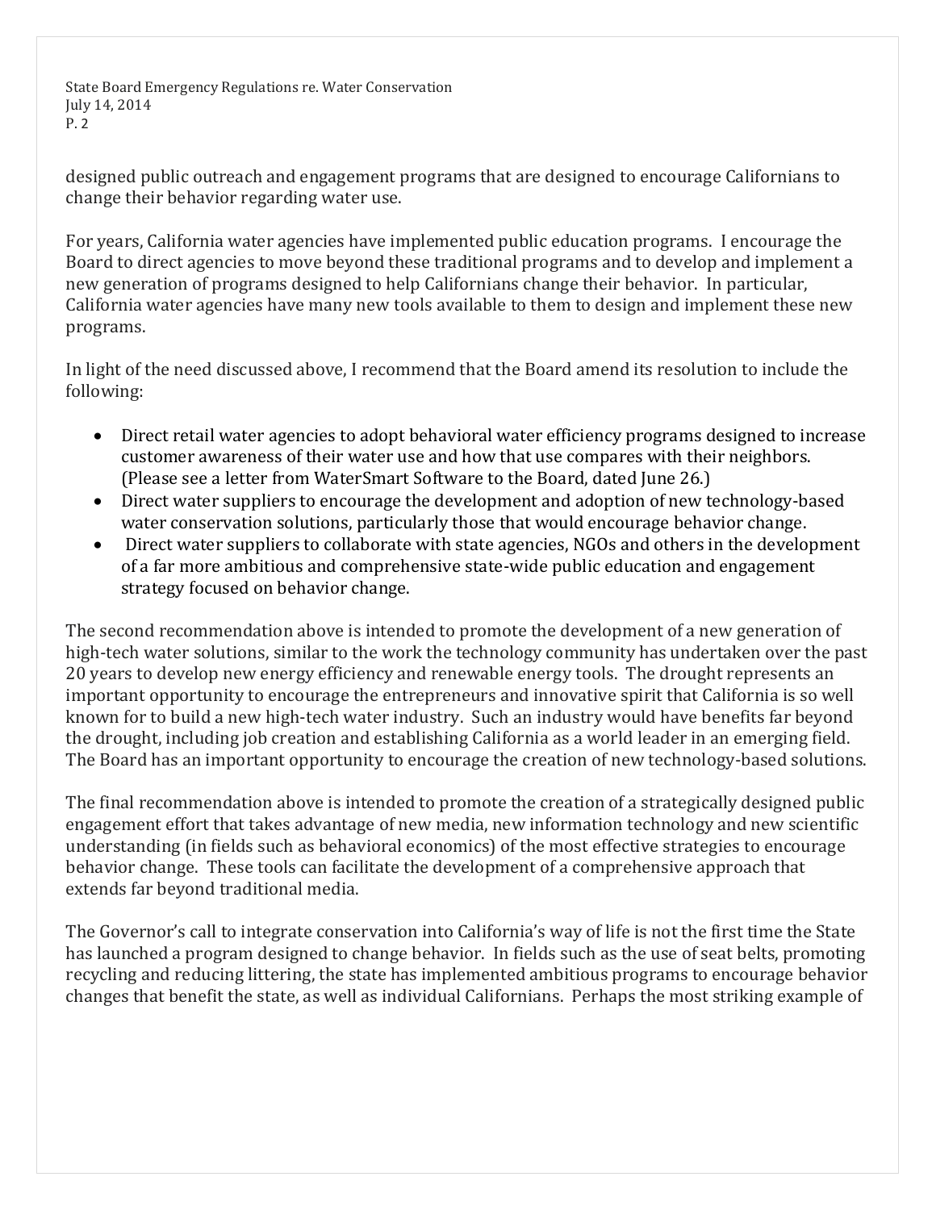designed public outreach and engagement programs that are designed to encourage Californians to change their behavior regarding water use.

For years, California water agencies have implemented public education programs. I encourage the Board to direct agencies to move beyond these traditional programs and to develop and implement a new generation of programs designed to help Californians change their behavior. In particular, California water agencies have many new tools available to them to design and implement these new programs.

In light of the need discussed above, I recommend that the Board amend its resolution to include the following:

- Direct retail water agencies to adopt behavioral water efficiency programs designed to increase customer awareness of their water use and how that use compares with their neighbors. (Please see a letter from WaterSmart Software to the Board, dated June 26.)
- Direct water suppliers to encourage the development and adoption of new technology-based water conservation solutions, particularly those that would encourage behavior change.
- Direct water suppliers to collaborate with state agencies, NGOs and others in the development of a far more ambitious and comprehensive state-wide public education and engagement strategy focused on behavior change.

The second recommendation above is intended to promote the development of a new generation of high-tech water solutions, similar to the work the technology community has undertaken over the past 20 years to develop new energy efficiency and renewable energy tools. The drought represents an important opportunity to encourage the entrepreneurs and innovative spirit that California is so well known for to build a new high-tech water industry. Such an industry would have benefits far beyond the drought, including job creation and establishing California as a world leader in an emerging field. The Board has an important opportunity to encourage the creation of new technology-based solutions.

The final recommendation above is intended to promote the creation of a strategically designed public engagement effort that takes advantage of new media, new information technology and new scientific understanding (in fields such as behavioral economics) of the most effective strategies to encourage behavior change. These tools can facilitate the development of a comprehensive approach that extends far beyond traditional media.

The Governor's call to integrate conservation into California's way of life is not the first time the State has launched a program designed to change behavior. In fields such as the use of seat belts, promoting recycling and reducing littering, the state has implemented ambitious programs to encourage behavior changes that benefit the state, as well as individual Californians. Perhaps the most striking example of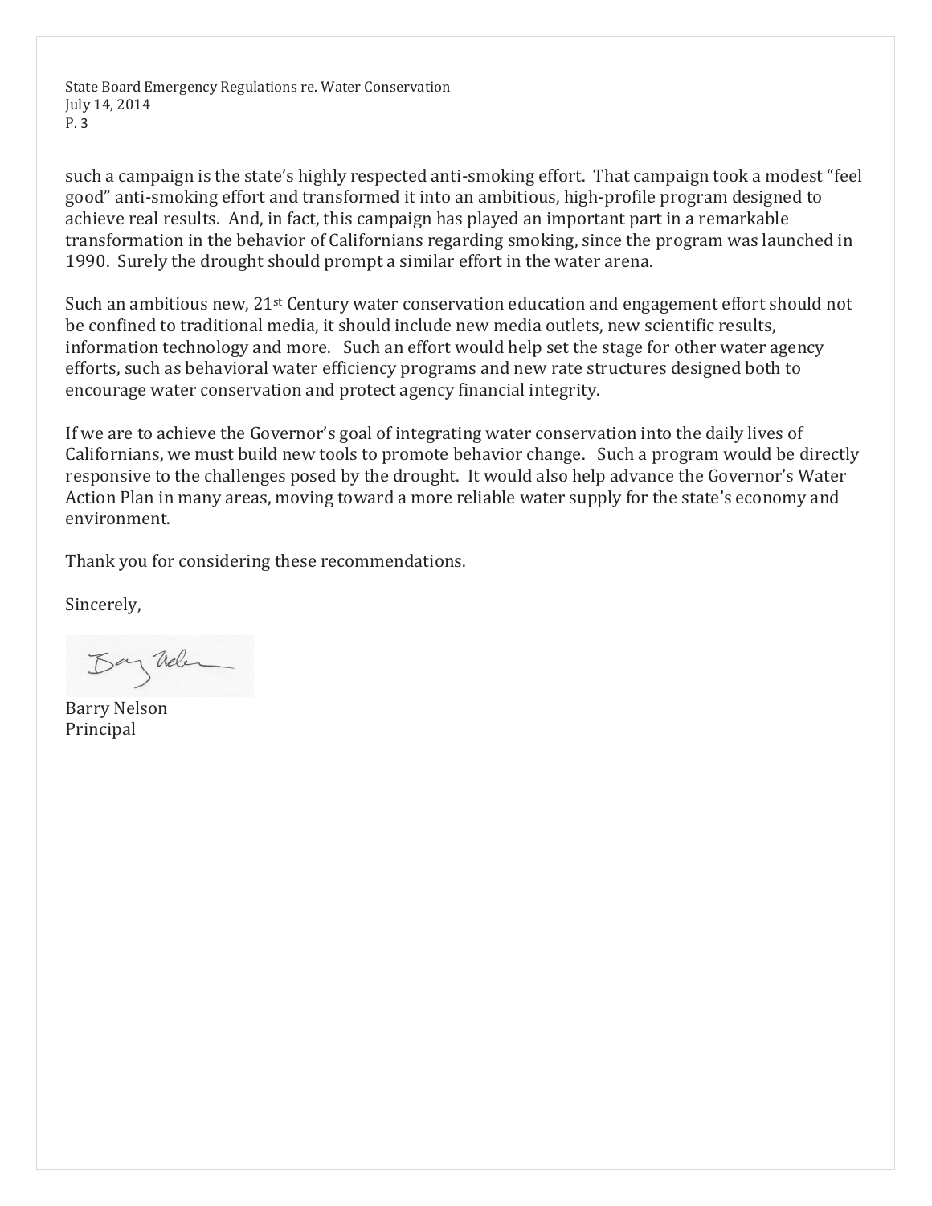such a campaign is the state's highly respected anti-smoking effort. That campaign took a modest "feel good" anti-smoking effort and transformed it into an ambitious, high-profile program designed to achieve real results. And, in fact, this campaign has played an important part in a remarkable transformation in the behavior of Californians regarding smoking, since the program was launched in 1990. Surely the drought should prompt a similar effort in the water arena.

Such an ambitious new, 21st Century water conservation education and engagement effort should not be confined to traditional media, it should include new media outlets, new scientific results, information technology and more. Such an effort would help set the stage for other water agency efforts, such as behavioral water efficiency programs and new rate structures designed both to encourage water conservation and protect agency financial integrity.

If we are to achieve the Governor's goal of integrating water conservation into the daily lives of Californians, we must build new tools to promote behavior change. Such a program would be directly responsive to the challenges posed by the drought. It would also help advance the Governor's Water Action Plan in many areas, moving toward a more reliable water supply for the state's economy and environment.

Thank you for considering these recommendations.

Sincerely,

Barry Nelson
Principal